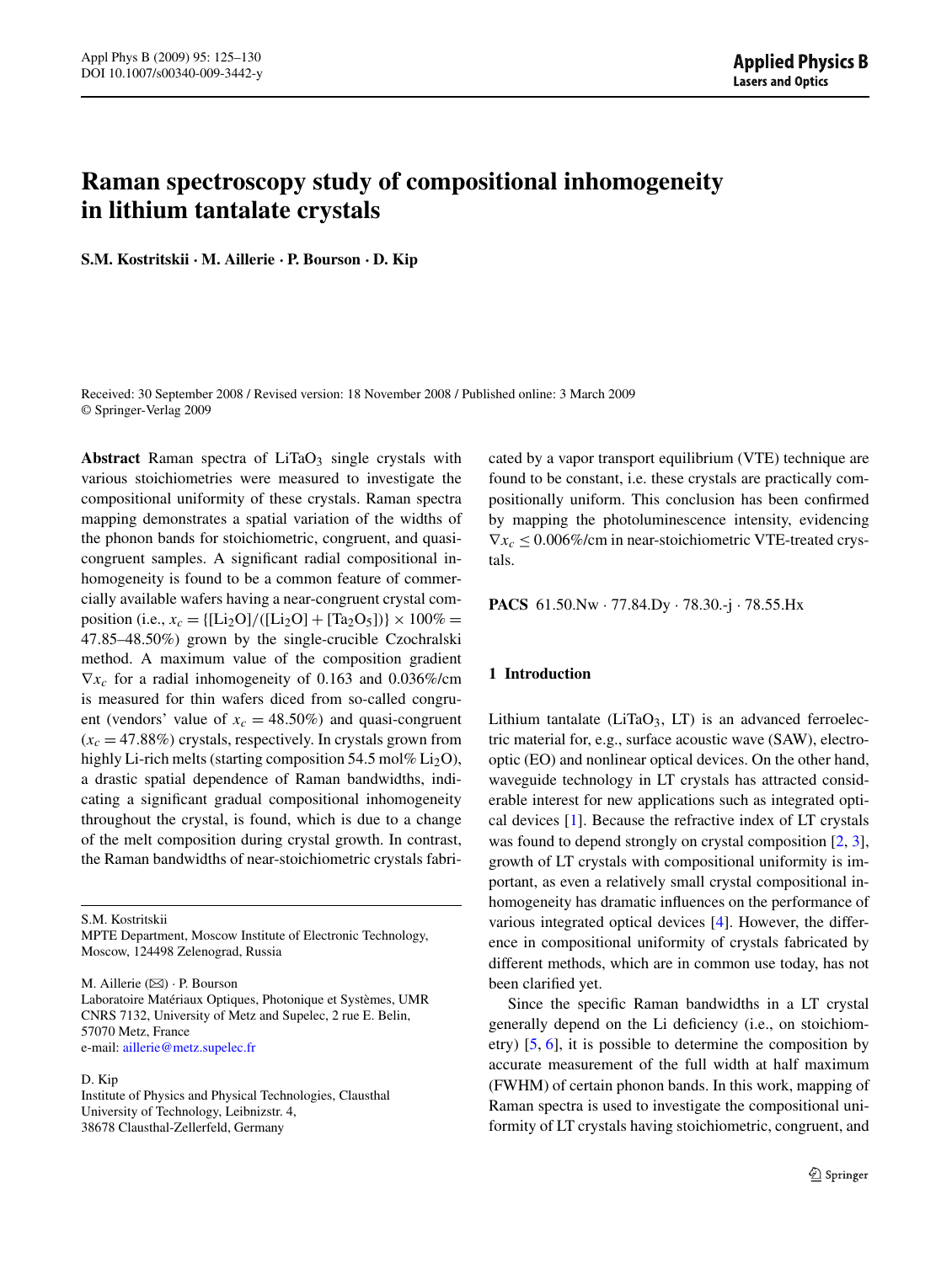# Raman spectroscopy study of compositional inhomogeneity in lithium tantalate crystals

**S.M. Kostritskii · M. Aillerie · P. Bourson · D. Kip**

Received: 30 September 2008 / Revised version: 18 November 2008 / Published online: 3 March 2009
© Springer-Verlag 2009

**Abstract** Raman spectra of $LiTaO_3$ single crystals with various stoichiometries were measured to investigate the compositional uniformity of these crystals. Raman spectra mapping demonstrates a spatial variation of the widths of the phonon bands for stoichiometric, congruent, and quasi-congruent samples. A significant radial compositional inhomogeneity is found to be a common feature of commercially available wafers having a near-congruent crystal composition (i.e., $x_c = \{[Li_2O]/([Li_2O] + [Ta_2O_5])\} \times 100\% = 47.85$–$48.50\%$) grown by the single-crucible Czochralski method. A maximum value of the composition gradient $\nabla x_c$ for a radial inhomogeneity of 0.163 and 0.036%/cm is measured for thin wafers diced from so-called congruent (vendors' value of $x_c = 48.50\%$) and quasi-congruent ($x_c = 47.88\%$) crystals, respectively. In crystals grown from highly Li-rich melts (starting composition 54.5 mol% $Li_2O$), a drastic spatial dependence of Raman bandwidths, indicating a significant gradual compositional inhomogeneity throughout the crystal, is found, which is due to a change of the melt composition during crystal growth. In contrast, the Raman bandwidths of near-stoichiometric crystals fabricated by a vapor transport equilibrium (VTE) technique are found to be constant, i.e. these crystals are practically compositionally uniform. This conclusion has been confirmed by mapping the photoluminescence intensity, evidencing $\nabla x_c \leq 0.006\%$/cm in near-stoichiometric VTE-treated crystals.

**PACS** 61.50.Nw · 77.84.Dy · 78.30.-j · 78.55.Hx

S.M. Kostritskii
MPTE Department, Moscow Institute of Electronic Technology, Moscow, 124498 Zelenograd, Russia

M. Aillerie (✉) · P. Bourson
Laboratoire Matériaux Optiques, Photonique et Systèmes, UMR CNRS 7132, University of Metz and Supelec, 2 rue E. Belin, 57070 Metz, France
e-mail: aillerie@metz.supelec.fr

D. Kip
Institute of Physics and Physical Technologies, Clausthal University of Technology, Leibnizstr. 4, 38678 Clausthal-Zellerfeld, Germany

## 1 Introduction

Lithium tantalate ($LiTaO_3$, LT) is an advanced ferroelectric material for, e.g., surface acoustic wave (SAW), electro-optic (EO) and nonlinear optical devices. On the other hand, waveguide technology in LT crystals has attracted considerable interest for new applications such as integrated optical devices [1]. Because the refractive index of LT crystals was found to depend strongly on crystal composition [2, 3], growth of LT crystals with compositional uniformity is important, as even a relatively small crystal compositional inhomogeneity has dramatic influences on the performance of various integrated optical devices [4]. However, the difference in compositional uniformity of crystals fabricated by different methods, which are in common use today, has not been clarified yet.

Since the specific Raman bandwidths in a LT crystal generally depend on the Li deficiency (i.e., on stoichiometry) [5, 6], it is possible to determine the composition by accurate measurement of the full width at half maximum (FWHM) of certain phonon bands. In this work, mapping of Raman spectra is used to investigate the compositional uniformity of LT crystals having stoichiometric, congruent, and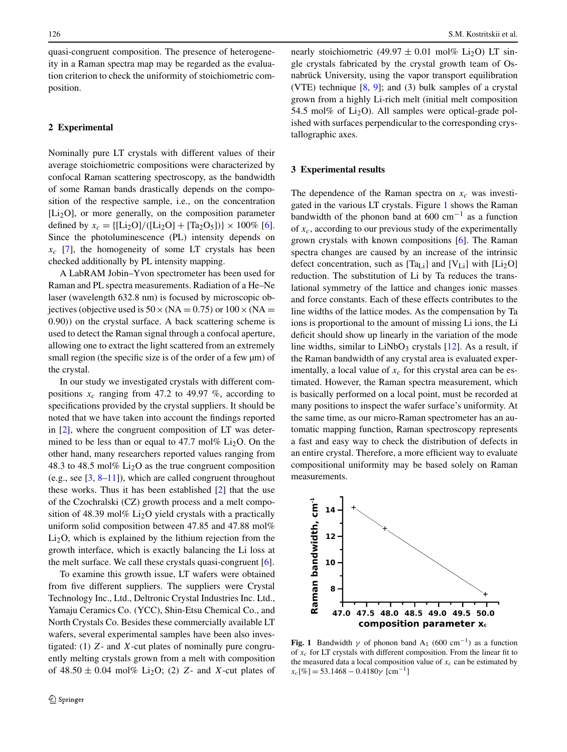quasi-congruent composition. The presence of heterogeneity in a Raman spectra map may be regarded as the evaluation criterion to check the uniformity of stoichiometric composition.

## 2 Experimental

Nominally pure LT crystals with different values of their average stoichiometric compositions were characterized by confocal Raman scattering spectroscopy, as the bandwidth of some Raman bands drastically depends on the composition of the respective sample, i.e., on the concentration [$Li_2O$], or more generally, on the composition parameter defined by $x_c = \{[Li_2O]/([Li_2O] + [Ta_2O_5])\} \times 100\%$ [6]. Since the photoluminescence (PL) intensity depends on $x_c$ [7], the homogeneity of some LT crystals has been checked additionally by PL intensity mapping.

A LabRAM Jobin–Yvon spectrometer has been used for Raman and PL spectra measurements. Radiation of a He–Ne laser (wavelength 632.8 nm) is focused by microscopic objectives (objective used is $50\times$ (NA = 0.75) or $100\times$ (NA = 0.90)) on the crystal surface. A back scattering scheme is used to detect the Raman signal through a confocal aperture, allowing one to extract the light scattered from an extremely small region (the specific size is of the order of a few μm) of the crystal.

In our study we investigated crystals with different compositions $x_c$ ranging from 47.2 to 49.97 %, according to specifications provided by the crystal suppliers. It should be noted that we have taken into account the findings reported in [2], where the congruent composition of LT was determined to be less than or equal to 47.7 mol% $Li_2O$. On the other hand, many researchers reported values ranging from 48.3 to 48.5 mol% $Li_2O$ as the true congruent composition (e.g., see [3, 8–11]), which are called congruent throughout these works. Thus it has been established [2] that the use of the Czochralski (CZ) growth process and a melt composition of 48.39 mol% $Li_2O$ yield crystals with a practically uniform solid composition between 47.85 and 47.88 mol% $Li_2O$, which is explained by the lithium rejection from the growth interface, which is exactly balancing the Li loss at the melt surface. We call these crystals quasi-congruent [6].

To examine this growth issue, LT wafers were obtained from five different suppliers. The suppliers were Crystal Technology Inc., Ltd., Deltronic Crystal Industries Inc. Ltd., Yamaju Ceramics Co. (YCC), Shin-Etsu Chemical Co., and North Crystals Co. Besides these commercially available LT wafers, several experimental samples have been also investigated: (1) $Z$- and $X$-cut plates of nominally pure congruently melting crystals grown from a melt with composition of $48.50 \pm 0.04$ mol% $Li_2O$; (2) $Z$- and $X$-cut plates of nearly stoichiometric ($49.97 \pm 0.01$ mol% $Li_2O$) LT single crystals fabricated by the crystal growth team of Osnabrück University, using the vapor transport equilibration (VTE) technique [8, 9]; and (3) bulk samples of a crystal grown from a highly Li-rich melt (initial melt composition 54.5 mol% of $Li_2O$). All samples were optical-grade polished with surfaces perpendicular to the corresponding crystallographic axes.

## 3 Experimental results

The dependence of the Raman spectra on $x_c$ was investigated in the various LT crystals. Figure 1 shows the Raman bandwidth of the phonon band at 600 cm$^{-1}$ as a function of $x_c$, according to our previous study of the experimentally grown crystals with known compositions [6]. The Raman spectra changes are caused by an increase of the intrinsic defect concentration, such as [$Ta_{Li}$] and [$V_{Li}$] with [$Li_2O$] reduction. The substitution of Li by Ta reduces the translational symmetry of the lattice and changes ionic masses and force constants. Each of these effects contributes to the line widths of the lattice modes. As the compensation by Ta ions is proportional to the amount of missing Li ions, the Li deficit should show up linearly in the variation of the mode line widths, similar to $LiNbO_3$ crystals [12]. As a result, if the Raman bandwidth of any crystal area is evaluated experimentally, a local value of $x_c$ for this crystal area can be estimated. However, the Raman spectra measurement, which is basically performed on a local point, must be recorded at many positions to inspect the wafer surface's uniformity. At the same time, as our micro-Raman spectrometer has an automatic mapping function, Raman spectroscopy represents a fast and easy way to check the distribution of defects in an entire crystal. Therefore, a more efficient way to evaluate compositional uniformity may be based solely on Raman measurements.

**Fig. 1** Bandwidth $\gamma$ of phonon band $A_1$ (600 cm$^{-1}$) as a function of $x_c$ for LT crystals with different composition. From the linear fit to the measured data a local composition value of $x_c$ can be estimated by $x_c[\%] = 53.1468 - 0.4180\gamma$ [cm$^{-1}$]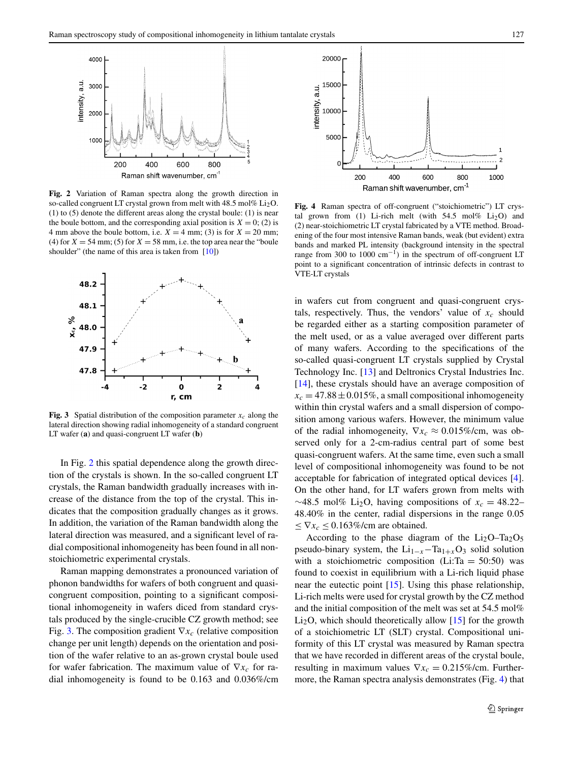4000
3000
2000
1000
intensity, a.u.
200 400 600 800
Raman shift wavenumber, cm$^{-1}$
1
2
3
4
5

**Fig. 2** Variation of Raman spectra along the growth direction in so-called congruent LT crystal grown from melt with 48.5 mol% $Li_2O$. (1) to (5) denote the different areas along the crystal boule: (1) is near the boule bottom, and the corresponding axial position is $X = 0$; (2) is 4 mm above the boule bottom, i.e. $X = 4$ mm; (3) is for $X = 20$ mm; (4) for $X = 54$ mm; (5) for $X = 58$ mm, i.e. the top area near the "boule shoulder" (the name of this area is taken from [10])

48.2
48.1
48.0
47.9
47.8
$x_c$, %
a
b
-4 -2 0 2 4
r, cm

**Fig. 3** Spatial distribution of the composition parameter $x_c$ along the lateral direction showing radial inhomogeneity of a standard congruent LT wafer (**a**) and quasi-congruent LT wafer (**b**)

In Fig. 2 this spatial dependence along the growth direction of the crystals is shown. In the so-called congruent LT crystals, the Raman bandwidth gradually increases with increase of the distance from the top of the crystal. This indicates that the composition gradually changes as it grows. In addition, the variation of the Raman bandwidth along the lateral direction was measured, and a significant level of radial compositional inhomogeneity has been found in all non-stoichiometric experimental crystals.

Raman mapping demonstrates a pronounced variation of phonon bandwidths for wafers of both congruent and quasi-congruent composition, pointing to a significant compositional inhomogeneity in wafers diced from standard crystals produced by the single-crucible CZ growth method; see Fig. 3. The composition gradient $\nabla x_c$ (relative composition change per unit length) depends on the orientation and position of the wafer relative to an as-grown crystal boule used for wafer fabrication. The maximum value of $\nabla x_c$ for radial inhomogeneity is found to be 0.163 and 0.036%/cm

20000
15000
10000
5000
0
intensity, a.u.
200 400 600 800 1000
Raman shift wavenumber, cm$^{-1}$
1
2

**Fig. 4** Raman spectra of off-congruent ("stoichiometric") LT crystal grown from (1) Li-rich melt (with 54.5 mol% $Li_2O$) and (2) near-stoichiometric LT crystal fabricated by a VTE method. Broadening of the four most intensive Raman bands, weak (but evident) extra bands and marked PL intensity (background intensity in the spectral range from 300 to 1000 cm$^{-1}$) in the spectrum of off-congruent LT point to a significant concentration of intrinsic defects in contrast to VTE-LT crystals

in wafers cut from congruent and quasi-congruent crystals, respectively. Thus, the vendors' value of $x_c$ should be regarded either as a starting composition parameter of the melt used, or as a value averaged over different parts of many wafers. According to the specifications of the so-called quasi-congruent LT crystals supplied by Crystal Technology Inc. [13] and Deltronics Crystal Industries Inc. [14], these crystals should have an average composition of $x_c = 47.88 \pm 0.015\%$, a small compositional inhomogeneity within thin crystal wafers and a small dispersion of composition among various wafers. However, the minimum value of the radial inhomogeneity, $\nabla x_c \approx 0.015\%$/cm, was observed only for a 2-cm-radius central part of some best quasi-congruent wafers. At the same time, even such a small level of compositional inhomogeneity was found to be not acceptable for fabrication of integrated optical devices [4]. On the other hand, for LT wafers grown from melts with $\sim$48.5 mol% $Li_2O$, having compositions of $x_c = 48.22$–48.40% in the center, radial dispersions in the range $0.05 \leq \nabla x_c \leq 0.163\%$/cm are obtained.

According to the phase diagram of the $Li_2O$–$Ta_2O_5$ pseudo-binary system, the $Li_{1-x}$–$Ta_{1+x}O_3$ solid solution with a stoichiometric composition (Li:Ta = 50:50) was found to coexist in equilibrium with a Li-rich liquid phase near the eutectic point [15]. Using this phase relationship, Li-rich melts were used for crystal growth by the CZ method and the initial composition of the melt was set at 54.5 mol% $Li_2O$, which should theoretically allow [15] for the growth of a stoichiometric LT (SLT) crystal. Compositional uniformity of this LT crystal was measured by Raman spectra that we have recorded in different areas of the crystal boule, resulting in maximum values $\nabla x_c = 0.215\%$/cm. Furthermore, the Raman spectra analysis demonstrates (Fig. 4) that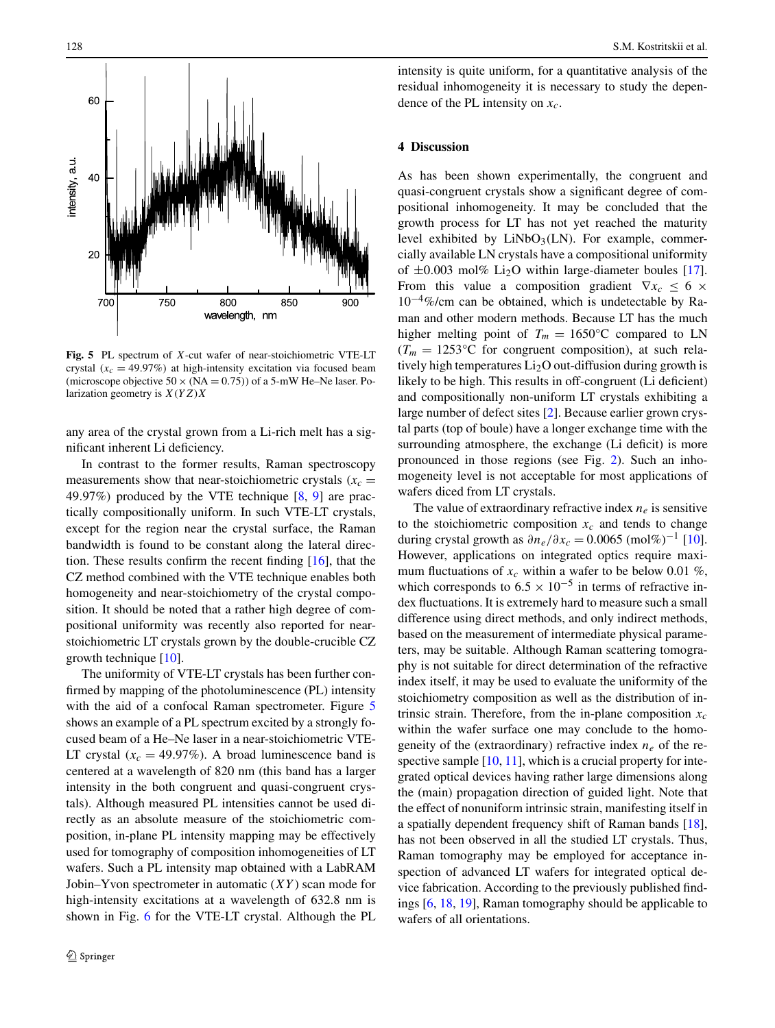60

40

20

intensity, a.u.

700 750 800 850 900

wavelength, nm

**Fig. 5** PL spectrum of $X$-cut wafer of near-stoichiometric VTE-LT crystal ($x_c = 49.97\%$) at high-intensity excitation via focused beam (microscope objective $50\times$ (NA $= 0.75$)) of a 5-mW He–Ne laser. Polarization geometry is $X(YZ)X$

any area of the crystal grown from a Li-rich melt has a significant inherent Li deficiency.

In contrast to the former results, Raman spectroscopy measurements show that near-stoichiometric crystals ($x_c = 49.97\%$) produced by the VTE technique [8, 9] are practically compositionally uniform. In such VTE-LT crystals, except for the region near the crystal surface, the Raman bandwidth is found to be constant along the lateral direction. These results confirm the recent finding [16], that the CZ method combined with the VTE technique enables both homogeneity and near-stoichiometry of the crystal composition. It should be noted that a rather high degree of compositional uniformity was recently also reported for near-stoichiometric LT crystals grown by the double-crucible CZ growth technique [10].

The uniformity of VTE-LT crystals has been further confirmed by mapping of the photoluminescence (PL) intensity with the aid of a confocal Raman spectrometer. Figure 5 shows an example of a PL spectrum excited by a strongly focused beam of a He–Ne laser in a near-stoichiometric VTE-LT crystal ($x_c = 49.97\%$). A broad luminescence band is centered at a wavelength of 820 nm (this band has a larger intensity in the both congruent and quasi-congruent crystals). Although measured PL intensities cannot be used directly as an absolute measure of the stoichiometric composition, in-plane PL intensity mapping may be effectively used for tomography of composition inhomogeneities of LT wafers. Such a PL intensity map obtained with a LabRAM Jobin–Yvon spectrometer in automatic ($XY$) scan mode for high-intensity excitations at a wavelength of 632.8 nm is shown in Fig. 6 for the VTE-LT crystal. Although the PL intensity is quite uniform, for a quantitative analysis of the residual inhomogeneity it is necessary to study the dependence of the PL intensity on $x_c$.

## 4 Discussion

As has been shown experimentally, the congruent and quasi-congruent crystals show a significant degree of compositional inhomogeneity. It may be concluded that the growth process for LT has not yet reached the maturity level exhibited by $LiNbO_3$(LN). For example, commercially available LN crystals have a compositional uniformity of $\pm 0.003$ mol% $Li_2O$ within large-diameter boules [17]. From this value a composition gradient $\nabla x_c \leq 6 \times 10^{-4}\%$/cm can be obtained, which is undetectable by Raman and other modern methods. Because LT has the much higher melting point of $T_m = 1650°C$ compared to LN ($T_m = 1253°C$ for congruent composition), at such relatively high temperatures $Li_2O$ out-diffusion during growth is likely to be high. This results in off-congruent (Li deficient) and compositionally non-uniform LT crystals exhibiting a large number of defect sites [2]. Because earlier grown crystal parts (top of boule) have a longer exchange time with the surrounding atmosphere, the exchange (Li deficit) is more pronounced in those regions (see Fig. 2). Such an inhomogeneity level is not acceptable for most applications of wafers diced from LT crystals.

The value of extraordinary refractive index $n_e$ is sensitive to the stoichiometric composition $x_c$ and tends to change during crystal growth as $\partial n_e/\partial x_c = 0.0065$ (mol%)$^{-1}$ [10]. However, applications on integrated optics require maximum fluctuations of $x_c$ within a wafer to be below 0.01 %, which corresponds to $6.5 \times 10^{-5}$ in terms of refractive index fluctuations. It is extremely hard to measure such a small difference using direct methods, and only indirect methods, based on the measurement of intermediate physical parameters, may be suitable. Although Raman scattering tomography is not suitable for direct determination of the refractive index itself, it may be used to evaluate the uniformity of the stoichiometry composition as well as the distribution of intrinsic strain. Therefore, from the in-plane composition $x_c$ within the wafer surface one may conclude to the homogeneity of the (extraordinary) refractive index $n_e$ of the respective sample [10, 11], which is a crucial property for integrated optical devices having rather large dimensions along the (main) propagation direction of guided light. Note that the effect of nonuniform intrinsic strain, manifesting itself in a spatially dependent frequency shift of Raman bands [18], has not been observed in all the studied LT crystals. Thus, Raman tomography may be employed for acceptance inspection of advanced LT wafers for integrated optical device fabrication. According to the previously published findings [6, 18, 19], Raman tomography should be applicable to wafers of all orientations.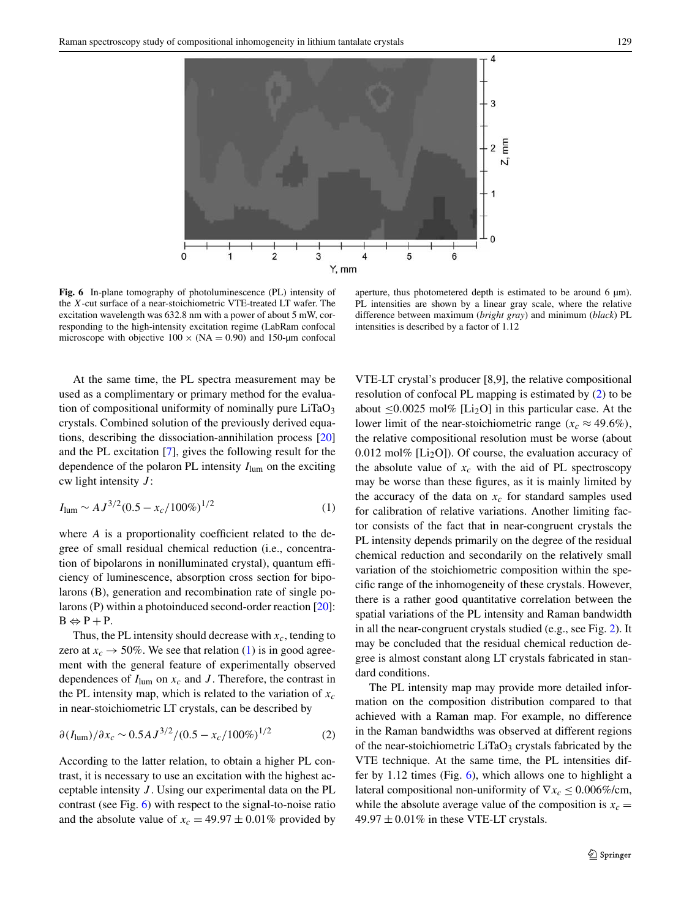**Fig. 6** In-plane tomography of photoluminescence (PL) intensity of the $X$-cut surface of a near-stoichiometric VTE-treated LT wafer. The excitation wavelength was 632.8 nm with a power of about 5 mW, corresponding to the high-intensity excitation regime (LabRam confocal microscope with objective 100 × (NA = 0.90) and 150-µm confocal aperture, thus photometered depth is estimated to be around 6 µm). PL intensities are shown by a linear gray scale, where the relative difference between maximum (*bright gray*) and minimum (*black*) PL intensities is described by a factor of 1.12

At the same time, the PL spectra measurement may be used as a complimentary or primary method for the evaluation of compositional uniformity of nominally pure $LiTaO_3$ crystals. Combined solution of the previously derived equations, describing the dissociation-annihilation process [20] and the PL excitation [7], gives the following result for the dependence of the polaron PL intensity $I_{lum}$ on the exciting cw light intensity $J$:

$$I_{lum} \sim AJ^{3/2}(0.5 - x_c/100\%)^{1/2} \tag{1}$$

where $A$ is a proportionality coefficient related to the degree of small residual chemical reduction (i.e., concentration of bipolarons in nonilluminated crystal), quantum efficiency of luminescence, absorption cross section for bipolarons (B), generation and recombination rate of single polarons (P) within a photoinduced second-order reaction [20]: $B \Leftrightarrow P + P$.

Thus, the PL intensity should decrease with $x_c$, tending to zero at $x_c \to 50\%$. We see that relation (1) is in good agreement with the general feature of experimentally observed dependences of $I_{lum}$ on $x_c$ and $J$. Therefore, the contrast in the PL intensity map, which is related to the variation of $x_c$ in near-stoichiometric LT crystals, can be described by

$$\partial(I_{lum})/\partial x_c \sim 0.5AJ^{3/2}/(0.5 - x_c/100\%)^{1/2} \tag{2}$$

According to the latter relation, to obtain a higher PL contrast, it is necessary to use an excitation with the highest acceptable intensity $J$. Using our experimental data on the PL contrast (see Fig. 6) with respect to the signal-to-noise ratio and the absolute value of $x_c = 49.97 \pm 0.01\%$ provided by VTE-LT crystal's producer [8,9], the relative compositional resolution of confocal PL mapping is estimated by (2) to be about $\leq$0.0025 mol% [$Li_2O$] in this particular case. At the lower limit of the near-stoichiometric range ($x_c \approx 49.6\%$), the relative compositional resolution must be worse (about 0.012 mol% [$Li_2O$]). Of course, the evaluation accuracy of the absolute value of $x_c$ with the aid of PL spectroscopy may be worse than these figures, as it is mainly limited by the accuracy of the data on $x_c$ for standard samples used for calibration of relative variations. Another limiting factor consists of the fact that in near-congruent crystals the PL intensity depends primarily on the degree of the residual chemical reduction and secondarily on the relatively small variation of the stoichiometric composition within the specific range of the inhomogeneity of these crystals. However, there is a rather good quantitative correlation between the spatial variations of the PL intensity and Raman bandwidth in all the near-congruent crystals studied (e.g., see Fig. 2). It may be concluded that the residual chemical reduction degree is almost constant along LT crystals fabricated in standard conditions.

The PL intensity map may provide more detailed information on the composition distribution compared to that achieved with a Raman map. For example, no difference in the Raman bandwidths was observed at different regions of the near-stoichiometric $LiTaO_3$ crystals fabricated by the VTE technique. At the same time, the PL intensities differ by 1.12 times (Fig. 6), which allows one to highlight a lateral compositional non-uniformity of $\nabla x_c \leq 0.006\%$/cm, while the absolute average value of the composition is $x_c = 49.97 \pm 0.01\%$ in these VTE-LT crystals.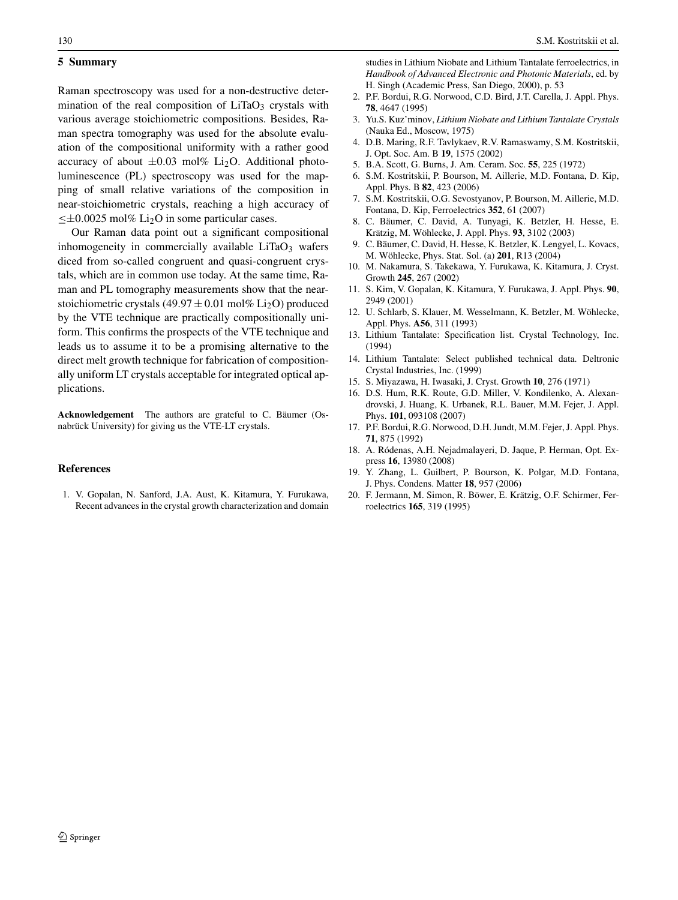## 5 Summary

Raman spectroscopy was used for a non-destructive determination of the real composition of $LiTaO_3$ crystals with various average stoichiometric compositions. Besides, Raman spectra tomography was used for the absolute evaluation of the compositional uniformity with a rather good accuracy of about $\pm 0.03$ mol% $Li_2O$. Additional photoluminescence (PL) spectroscopy was used for the mapping of small relative variations of the composition in near-stoichiometric crystals, reaching a high accuracy of $\leq \pm 0.0025$ mol% $Li_2O$ in some particular cases.

Our Raman data point out a significant compositional inhomogeneity in commercially available $LiTaO_3$ wafers diced from so-called congruent and quasi-congruent crystals, which are in common use today. At the same time, Raman and PL tomography measurements show that the near-stoichiometric crystals ($49.97 \pm 0.01$ mol% $Li_2O$) produced by the VTE technique are practically compositionally uniform. This confirms the prospects of the VTE technique and leads us to assume it to be a promising alternative to the direct melt growth technique for fabrication of compositionally uniform LT crystals acceptable for integrated optical applications.

**Acknowledgement** The authors are grateful to C. Bäumer (Osnabrück University) for giving us the VTE-LT crystals.

## References

1. V. Gopalan, N. Sanford, J.A. Aust, K. Kitamura, Y. Furukawa, Recent advances in the crystal growth characterization and domain studies in Lithium Niobate and Lithium Tantalate ferroelectrics, in *Handbook of Advanced Electronic and Photonic Materials*, ed. by H. Singh (Academic Press, San Diego, 2000), p. 53
2. P.F. Bordui, R.G. Norwood, C.D. Bird, J.T. Carella, J. Appl. Phys. **78**, 4647 (1995)
3. Yu.S. Kuz'minov, *Lithium Niobate and Lithium Tantalate Crystals* (Nauka Ed., Moscow, 1975)
4. D.B. Maring, R.F. Tavlykaev, R.V. Ramaswamy, S.M. Kostritskii, J. Opt. Soc. Am. B **19**, 1575 (2002)
5. B.A. Scott, G. Burns, J. Am. Ceram. Soc. **55**, 225 (1972)
6. S.M. Kostritskii, P. Bourson, M. Aillerie, M.D. Fontana, D. Kip, Appl. Phys. B **82**, 423 (2006)
7. S.M. Kostritskii, O.G. Sevostyanov, P. Bourson, M. Aillerie, M.D. Fontana, D. Kip, Ferroelectrics **352**, 61 (2007)
8. C. Bäumer, C. David, A. Tunyagi, K. Betzler, H. Hesse, E. Krätzig, M. Wöhlecke, J. Appl. Phys. **93**, 3102 (2003)
9. C. Bäumer, C. David, H. Hesse, K. Betzler, K. Lengyel, L. Kovacs, M. Wöhlecke, Phys. Stat. Sol. (a) **201**, R13 (2004)
10. M. Nakamura, S. Takekawa, Y. Furukawa, K. Kitamura, J. Cryst. Growth **245**, 267 (2002)
11. S. Kim, V. Gopalan, K. Kitamura, Y. Furukawa, J. Appl. Phys. **90**, 2949 (2001)
12. U. Schlarb, S. Klauer, M. Wesselmann, K. Betzler, M. Wöhlecke, Appl. Phys. **A56**, 311 (1993)
13. Lithium Tantalate: Specification list. Crystal Technology, Inc. (1994)
14. Lithium Tantalate: Select published technical data. Deltronic Crystal Industries, Inc. (1999)
15. S. Miyazawa, H. Iwasaki, J. Cryst. Growth **10**, 276 (1971)
16. D.S. Hum, R.K. Route, G.D. Miller, V. Kondilenko, A. Alexandrovski, J. Huang, K. Urbanek, R.L. Bauer, M.M. Fejer, J. Appl. Phys. **101**, 093108 (2007)
17. P.F. Bordui, R.G. Norwood, D.H. Jundt, M.M. Fejer, J. Appl. Phys. **71**, 875 (1992)
18. A. Ródenas, A.H. Nejadmalayeri, D. Jaque, P. Herman, Opt. Express **16**, 13980 (2008)
19. Y. Zhang, L. Guilbert, P. Bourson, K. Polgar, M.D. Fontana, J. Phys. Condens. Matter **18**, 957 (2006)
20. F. Jermann, M. Simon, R. Böwer, E. Krätzig, O.F. Schirmer, Ferroelectrics **165**, 319 (1995)